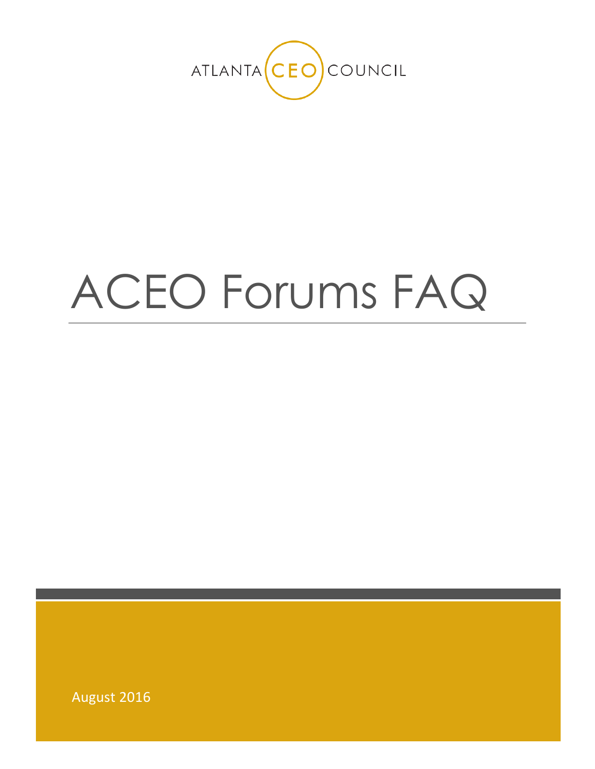ATLANTA CEO COUNCIL

# ACEO Forums FAQ

August 2016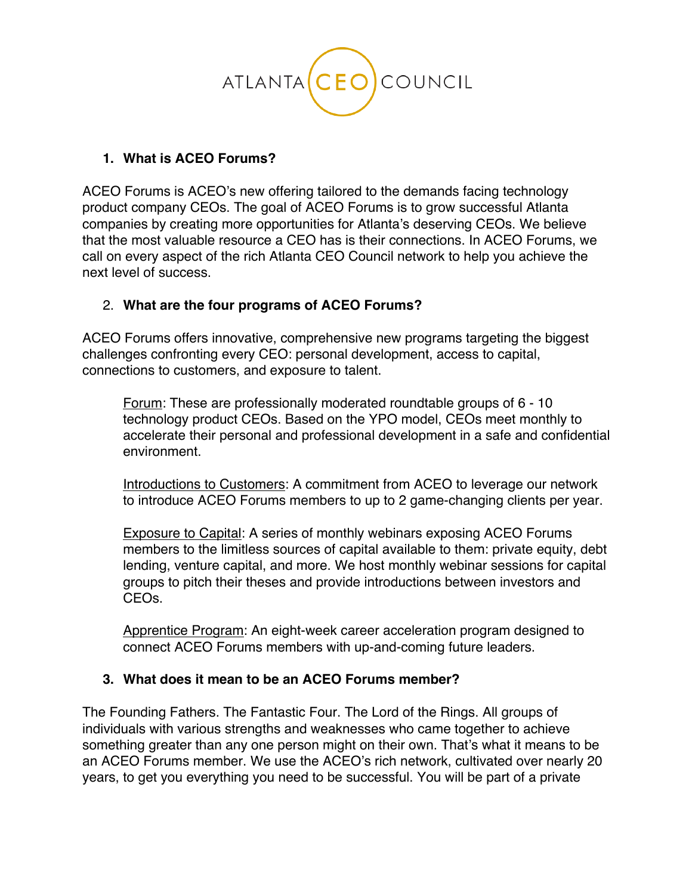ATLANTA CEO COUNCIL

1. **What is ACEO Forums?**

ACEO Forums is ACEO's new offering tailored to the demands facing technology product company CEOs. The goal of ACEO Forums is to grow successful Atlanta companies by creating more opportunities for Atlanta's deserving CEOs. We believe that the most valuable resource a CEO has is their connections. In ACEO Forums, we call on every aspect of the rich Atlanta CEO Council network to help you achieve the next level of success.

2. **What are the four programs of ACEO Forums?**

ACEO Forums offers innovative, comprehensive new programs targeting the biggest challenges confronting every CEO: personal development, access to capital, connections to customers, and exposure to talent.

> Forum: These are professionally moderated roundtable groups of 6 - 10 technology product CEOs. Based on the YPO model, CEOs meet monthly to accelerate their personal and professional development in a safe and confidential environment.
>
> Introductions to Customers: A commitment from ACEO to leverage our network to introduce ACEO Forums members to up to 2 game-changing clients per year.
>
> Exposure to Capital: A series of monthly webinars exposing ACEO Forums members to the limitless sources of capital available to them: private equity, debt lending, venture capital, and more. We host monthly webinar sessions for capital groups to pitch their theses and provide introductions between investors and CEOs.
>
> Apprentice Program: An eight-week career acceleration program designed to connect ACEO Forums members with up-and-coming future leaders.

3. **What does it mean to be an ACEO Forums member?**

The Founding Fathers. The Fantastic Four. The Lord of the Rings. All groups of individuals with various strengths and weaknesses who came together to achieve something greater than any one person might on their own. That's what it means to be an ACEO Forums member. We use the ACEO's rich network, cultivated over nearly 20 years, to get you everything you need to be successful. You will be part of a private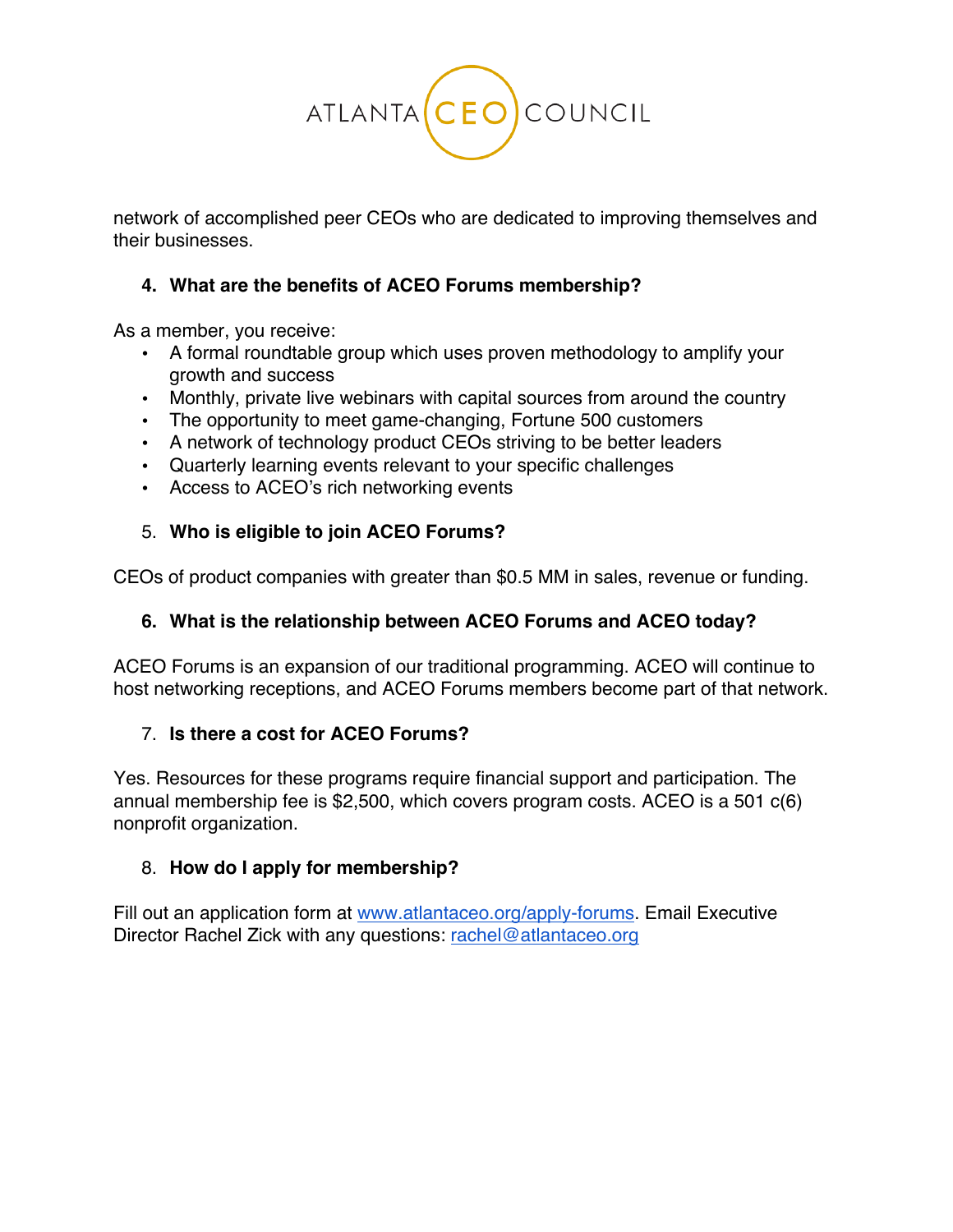network of accomplished peer CEOs who are dedicated to improving themselves and their businesses.

4. **What are the benefits of ACEO Forums membership?**

As a member, you receive:

- A formal roundtable group which uses proven methodology to amplify your growth and success
- Monthly, private live webinars with capital sources from around the country
- The opportunity to meet game-changing, Fortune 500 customers
- A network of technology product CEOs striving to be better leaders
- Quarterly learning events relevant to your specific challenges
- Access to ACEO's rich networking events

5. **Who is eligible to join ACEO Forums?**

CEOs of product companies with greater than $0.5 MM in sales, revenue or funding.

6. **What is the relationship between ACEO Forums and ACEO today?**

ACEO Forums is an expansion of our traditional programming. ACEO will continue to host networking receptions, and ACEO Forums members become part of that network.

7. **Is there a cost for ACEO Forums?**

Yes. Resources for these programs require financial support and participation. The annual membership fee is $2,500, which covers program costs. ACEO is a 501 c(6) nonprofit organization.

8. **How do I apply for membership?**

Fill out an application form at [www.atlantaceo.org/apply-forums](www.atlantaceo.org/apply-forums). Email Executive Director Rachel Zick with any questions: [rachel@atlantaceo.org](mailto:rachel@atlantaceo.org)